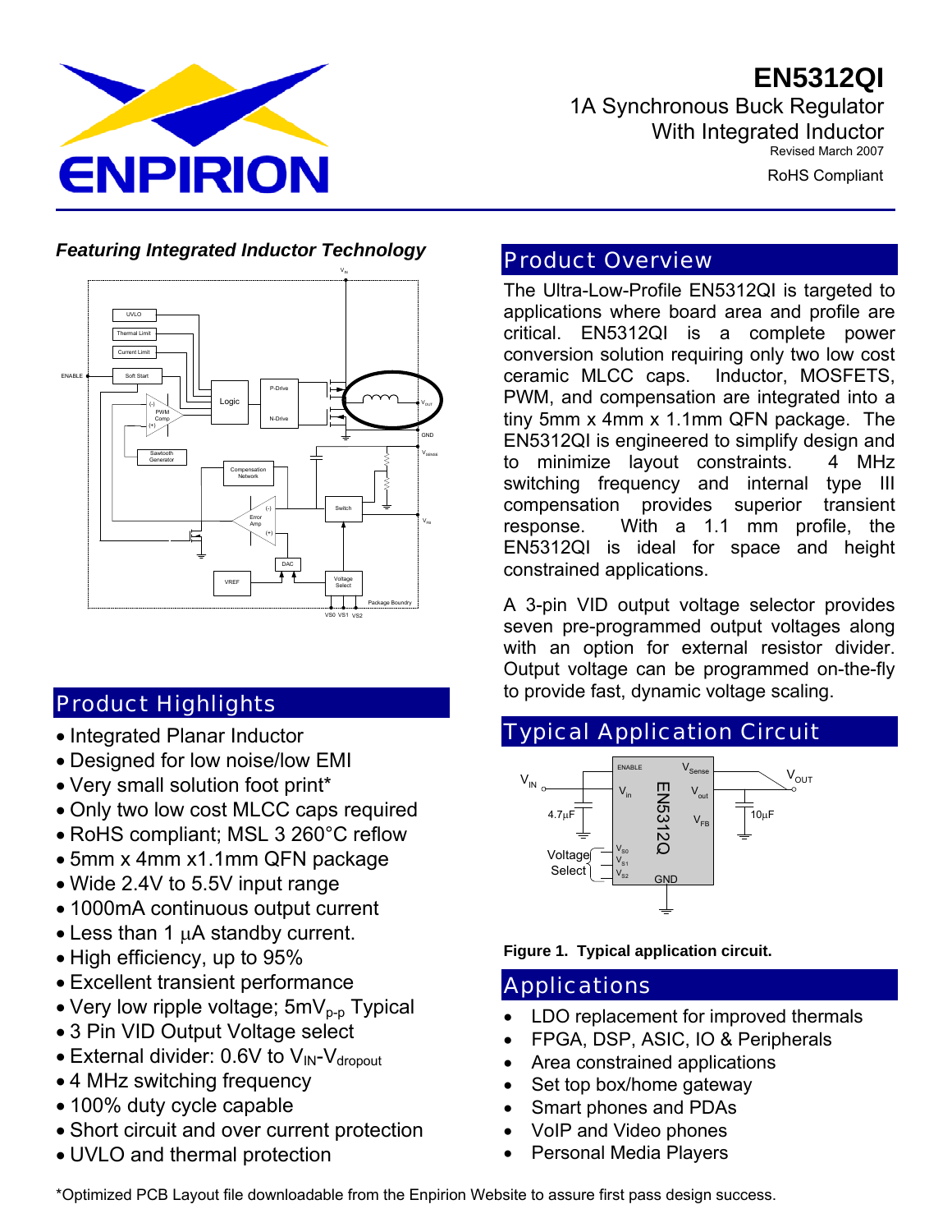# EN5312QI

1A Synchronous Buck Regulator With Integrated Inductor

Revised March 2007

RoHS Compliant

***Featuring Integrated Inductor Technology***

## Product Highlights

- Integrated Planar Inductor
- Designed for low noise/low EMI
- Very small solution foot print*
- Only two low cost MLCC caps required
- RoHS compliant; MSL 3 260°C reflow
- 5mm x 4mm x1.1mm QFN package
- Wide 2.4V to 5.5V input range
- 1000mA continuous output current
- Less than 1 µA standby current.
- High efficiency, up to 95%
- Excellent transient performance
- Very low ripple voltage; 5mV$_{p-p}$ Typical
- 3 Pin VID Output Voltage select
- External divider: 0.6V to $V_{IN}$-$V_{dropout}$
- 4 MHz switching frequency
- 100% duty cycle capable
- Short circuit and over current protection
- UVLO and thermal protection

## Product Overview

The Ultra-Low-Profile EN5312QI is targeted to applications where board area and profile are critical. EN5312QI is a complete power conversion solution requiring only two low cost ceramic MLCC caps. Inductor, MOSFETS, PWM, and compensation are integrated into a tiny 5mm x 4mm x 1.1mm QFN package. The EN5312QI is engineered to simplify design and to minimize layout constraints. 4 MHz switching frequency and internal type III compensation provides superior transient response. With a 1.1 mm profile, the EN5312QI is ideal for space and height constrained applications.

A 3-pin VID output voltage selector provides seven pre-programmed output voltages along with an option for external resistor divider. Output voltage can be programmed on-the-fly to provide fast, dynamic voltage scaling.

## Typical Application Circuit

**Figure 1. Typical application circuit.**

## Applications

- LDO replacement for improved thermals
- FPGA, DSP, ASIC, IO & Peripherals
- Area constrained applications
- Set top box/home gateway
- Smart phones and PDAs
- VoIP and Video phones
- Personal Media Players

*Optimized PCB Layout file downloadable from the Enpirion Website to assure first pass design success.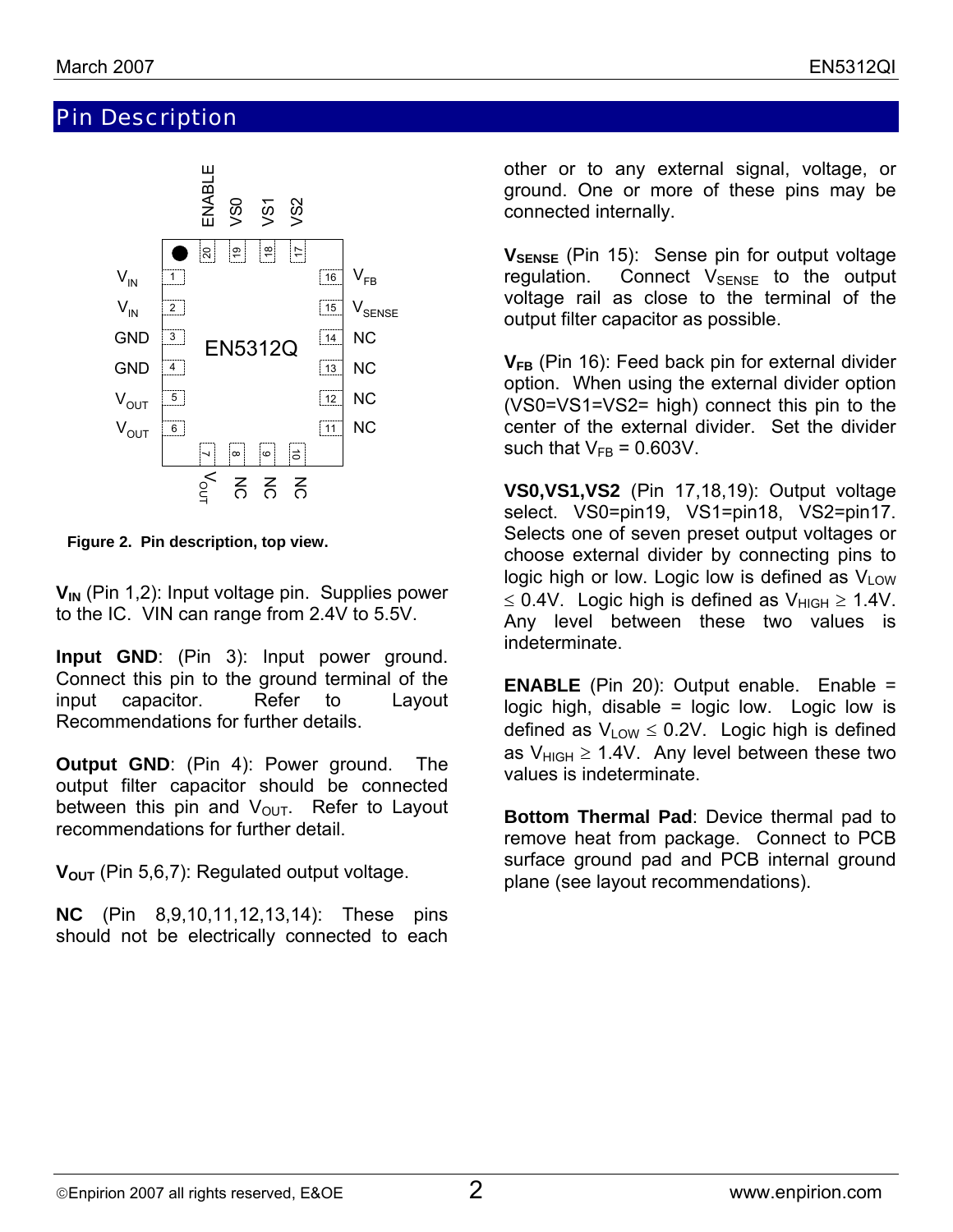## Pin Description

Figure 2. Pin description, top view.

$V_{IN}$ (Pin 1,2): Input voltage pin. Supplies power to the IC. VIN can range from 2.4V to 5.5V.

**Input GND**: (Pin 3): Input power ground. Connect this pin to the ground terminal of the input capacitor. Refer to Layout Recommendations for further details.

**Output GND**: (Pin 4): Power ground. The output filter capacitor should be connected between this pin and $V_{OUT}$. Refer to Layout recommendations for further detail.

$V_{OUT}$ (Pin 5,6,7): Regulated output voltage.

**NC** (Pin 8,9,10,11,12,13,14): These pins should not be electrically connected to each other or to any external signal, voltage, or ground. One or more of these pins may be connected internally.

$V_{SENSE}$ (Pin 15): Sense pin for output voltage regulation. Connect $V_{SENSE}$ to the output voltage rail as close to the terminal of the output filter capacitor as possible.

$V_{FB}$ (Pin 16): Feed back pin for external divider option. When using the external divider option (VS0=VS1=VS2= high) connect this pin to the center of the external divider. Set the divider such that $V_{FB}$ = 0.603V.

**VS0,VS1,VS2** (Pin 17,18,19): Output voltage select. VS0=pin19, VS1=pin18, VS2=pin17. Selects one of seven preset output voltages or choose external divider by connecting pins to logic high or low. Logic low is defined as $V_{LOW} \leq 0.4V$. Logic high is defined as $V_{HIGH} \geq 1.4V$. Any level between these two values is indeterminate.

**ENABLE** (Pin 20): Output enable. Enable = logic high, disable = logic low. Logic low is defined as $V_{LOW} \leq 0.2V$. Logic high is defined as $V_{HIGH} \geq 1.4V$. Any level between these two values is indeterminate.

**Bottom Thermal Pad**: Device thermal pad to remove heat from package. Connect to PCB surface ground pad and PCB internal ground plane (see layout recommendations).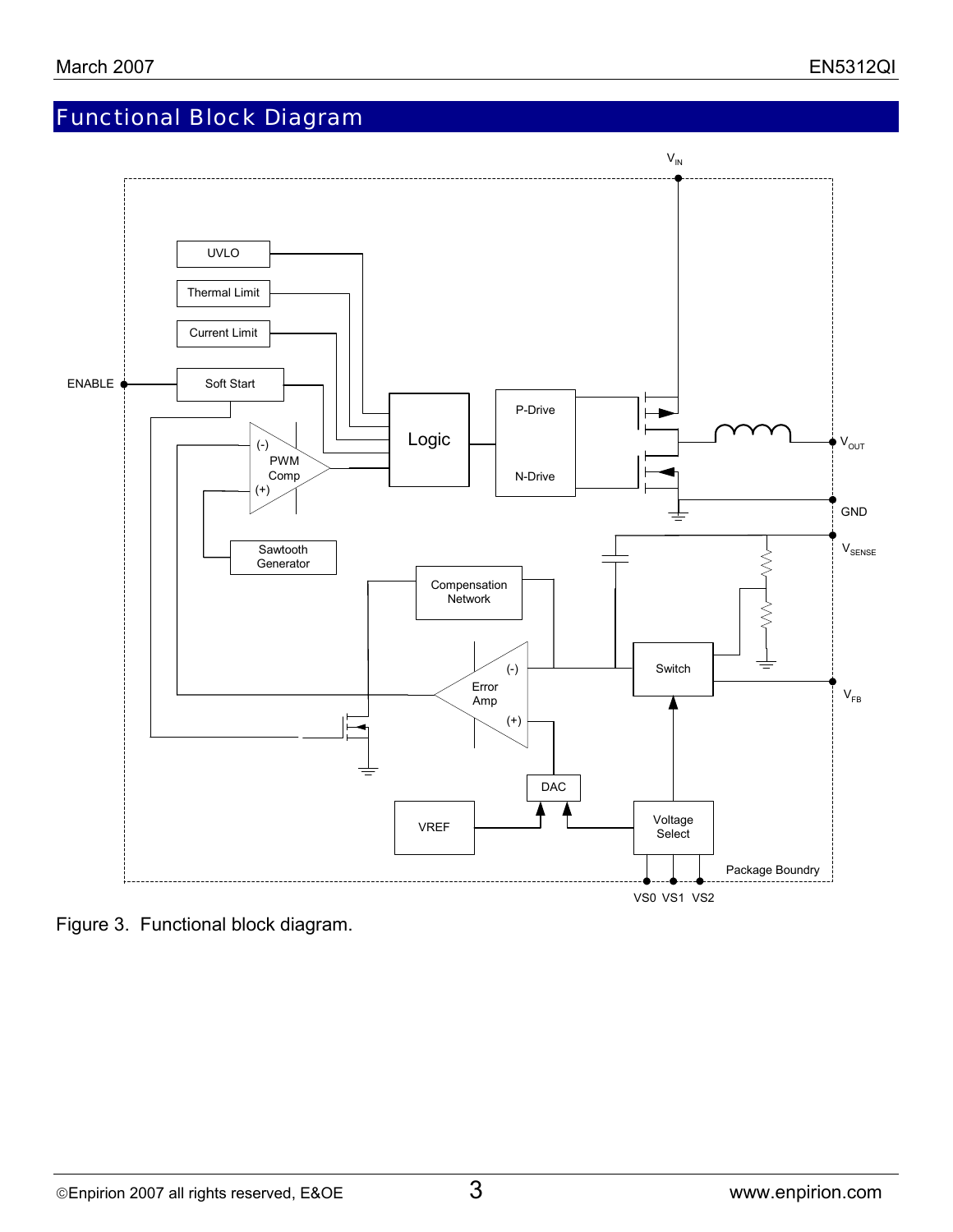## Functional Block Diagram

Figure 3. Functional block diagram.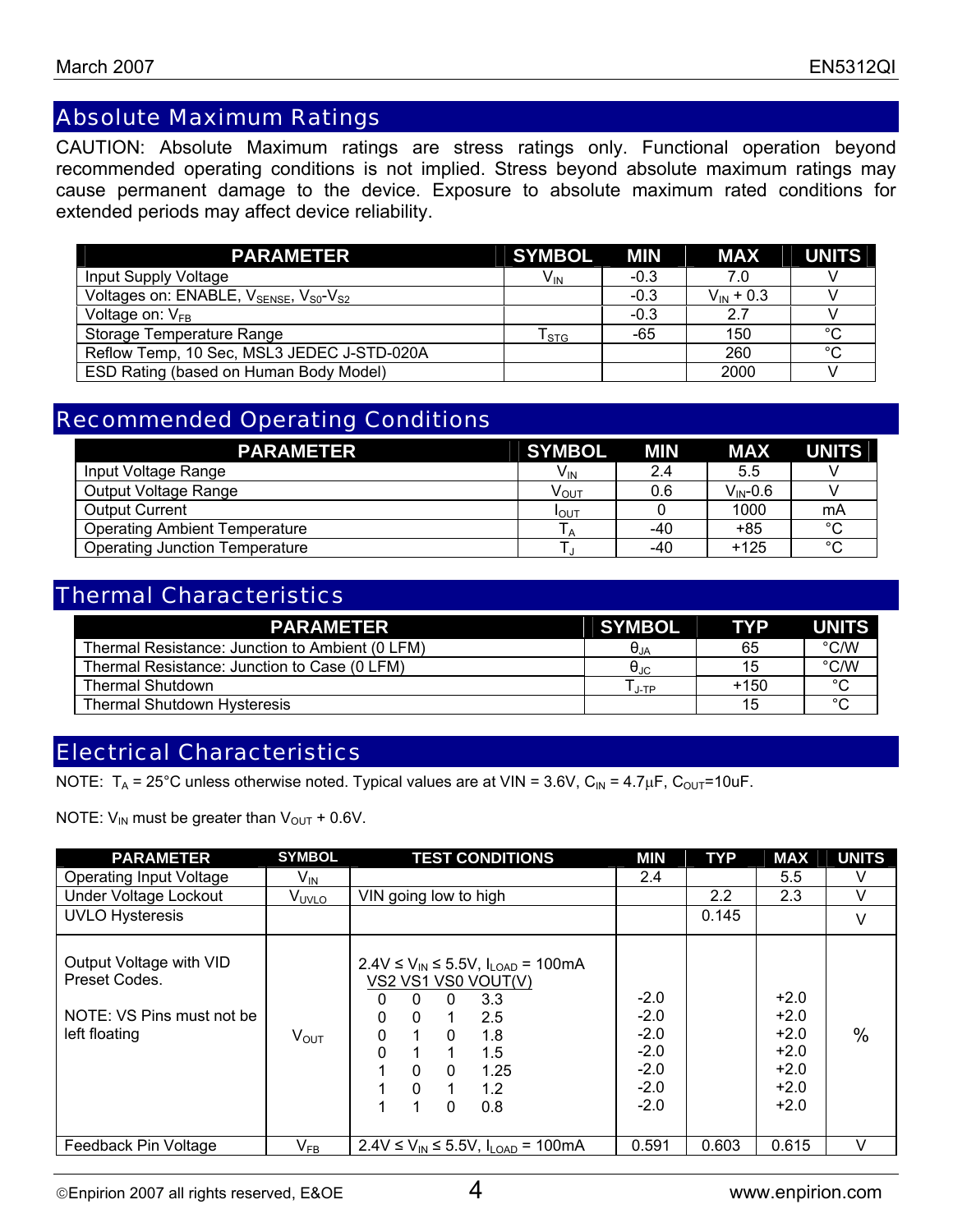## Absolute Maximum Ratings

CAUTION: Absolute Maximum ratings are stress ratings only. Functional operation beyond recommended operating conditions is not implied. Stress beyond absolute maximum ratings may cause permanent damage to the device. Exposure to absolute maximum rated conditions for extended periods may affect device reliability.

| PARAMETER | SYMBOL | MIN | MAX | UNITS |
|---|---|---|---|---|
| Input Supply Voltage | $V_{IN}$ | -0.3 | 7.0 | V |
| Voltages on: ENABLE, $V_{SENSE}$, $V_{S0}$-$V_{S2}$ | | -0.3 | $V_{IN}$ + 0.3 | V |
| Voltage on: $V_{FB}$ | | -0.3 | 2.7 | V |
| Storage Temperature Range | $T_{STG}$ | -65 | 150 | °C |
| Reflow Temp, 10 Sec, MSL3 JEDEC J-STD-020A | | | 260 | °C |
| ESD Rating (based on Human Body Model) | | | 2000 | V |

## Recommended Operating Conditions

| PARAMETER | SYMBOL | MIN | MAX | UNITS |
|---|---|---|---|---|
| Input Voltage Range | $V_{IN}$ | 2.4 | 5.5 | V |
| Output Voltage Range | $V_{OUT}$ | 0.6 | $V_{IN}$-0.6 | V |
| Output Current | $I_{OUT}$ | 0 | 1000 | mA |
| Operating Ambient Temperature | $T_A$ | -40 | +85 | °C |
| Operating Junction Temperature | $T_J$ | -40 | +125 | °C |

## Thermal Characteristics

| PARAMETER | SYMBOL | TYP | UNITS |
|---|---|---|---|
| Thermal Resistance: Junction to Ambient (0 LFM) | $\theta_{JA}$ | 65 | °C/W |
| Thermal Resistance: Junction to Case (0 LFM) | $\theta_{JC}$ | 15 | °C/W |
| Thermal Shutdown | $T_{J-TP}$ | +150 | °C |
| Thermal Shutdown Hysteresis | | 15 | °C |

## Electrical Characteristics

NOTE: $T_A$ = 25°C unless otherwise noted. Typical values are at VIN = 3.6V, $C_{IN}$ = 4.7μF, $C_{OUT}$=10uF.

NOTE: $V_{IN}$ must be greater than $V_{OUT}$ + 0.6V.

| PARAMETER | SYMBOL | TEST CONDITIONS | MIN | TYP | MAX | UNITS |
|---|---|---|---|---|---|---|
| Operating Input Voltage | $V_{IN}$ | | 2.4 | | 5.5 | V |
| Under Voltage Lockout | $V_{UVLO}$ | VIN going low to high | | 2.2 | 2.3 | V |
| UVLO Hysteresis | | | | 0.145 | | V |
| Output Voltage with VID Preset Codes. NOTE: VS Pins must not be left floating | $V_{OUT}$ | $2.4V \le V_{IN} \le 5.5V$, $I_{LOAD}$ = 100mA; VS2 VS1 VS0 VOUT(V) | | | | % |
| | | 0 0 0 3.3 | -2.0 | | +2.0 | |
| | | 0 0 1 2.5 | -2.0 | | +2.0 | |
| | | 0 1 0 1.8 | -2.0 | | +2.0 | |
| | | 0 1 1 1.5 | -2.0 | | +2.0 | |
| | | 1 0 0 1.25 | -2.0 | | +2.0 | |
| | | 1 0 1 1.2 | -2.0 | | +2.0 | |
| | | 1 1 0 0.8 | -2.0 | | +2.0 | |
| Feedback Pin Voltage | $V_{FB}$ | $2.4V \le V_{IN} \le 5.5V$, $I_{LOAD}$ = 100mA | 0.591 | 0.603 | 0.615 | V |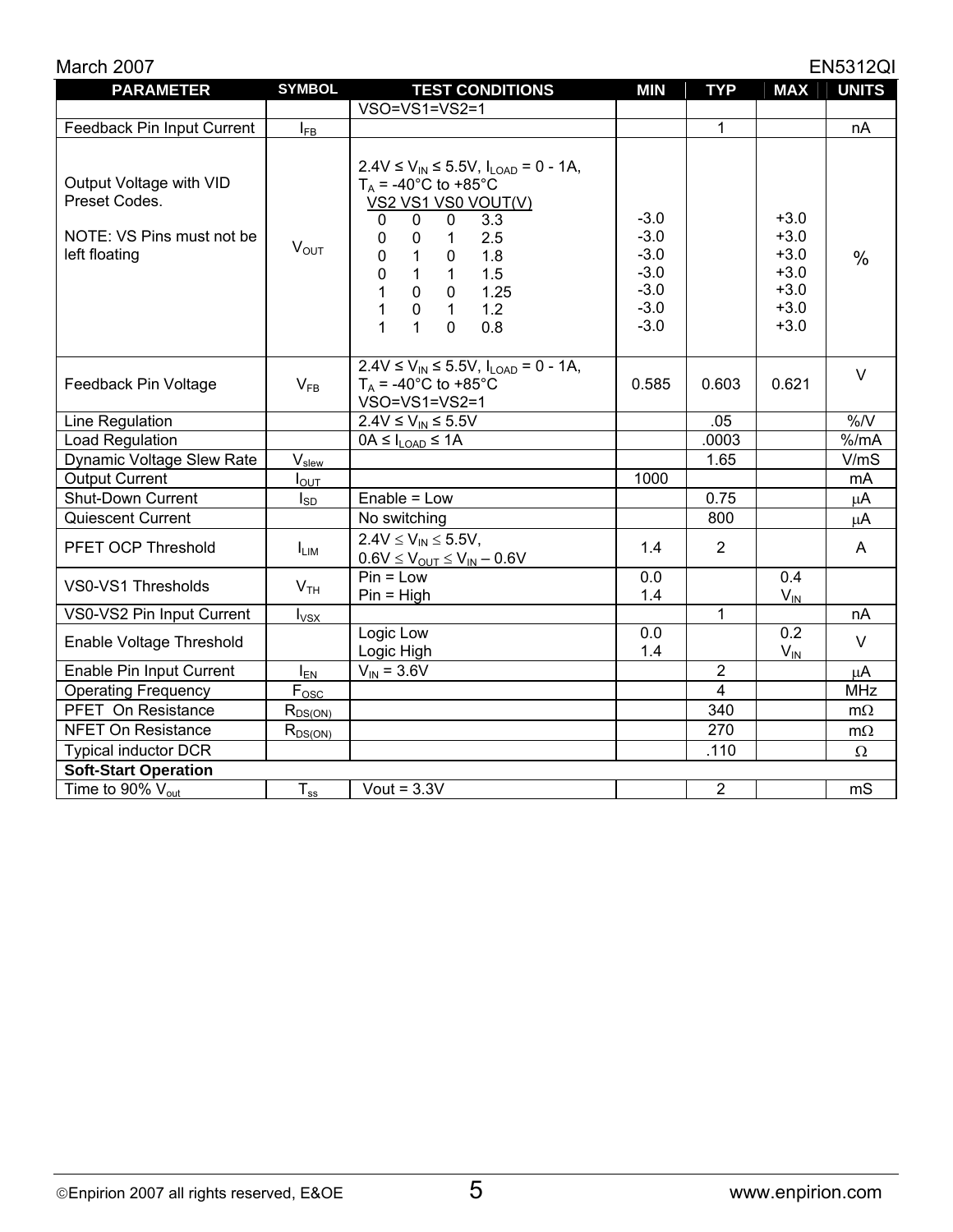| PARAMETER | SYMBOL | TEST CONDITIONS | MIN | TYP | MAX | UNITS |
|---|---|---|---|---|---|---|
| | | VSO=VS1=VS2=1 | | | | |
| Feedback Pin Input Current | $I_{FB}$ | | | 1 | | nA |
| Output Voltage with VID Preset Codes.<br><br>NOTE: VS Pins must not be left floating | $V_{OUT}$ | $2.4V \leq V_{IN} \leq 5.5V$, $I_{LOAD}$ = 0 - 1A,<br>$T_A$ = -40°C to +85°C<br>VS2 VS1 VS0 VOUT(V)<br>0 0 0 3.3<br>0 0 1 2.5<br>0 1 0 1.8<br>0 1 1 1.5<br>1 0 0 1.25<br>1 0 1 1.2<br>1 1 0 0.8 | -3.0<br>-3.0<br>-3.0<br>-3.0<br>-3.0<br>-3.0<br>-3.0 | | +3.0<br>+3.0<br>+3.0<br>+3.0<br>+3.0<br>+3.0<br>+3.0 | % |
| Feedback Pin Voltage | $V_{FB}$ | $2.4V \leq V_{IN} \leq 5.5V$, $I_{LOAD}$ = 0 - 1A,<br>$T_A$ = -40°C to +85°C<br>VSO=VS1=VS2=1 | 0.585 | 0.603 | 0.621 | V |
| Line Regulation | | $2.4V \leq V_{IN} \leq 5.5V$ | | .05 | | %/V |
| Load Regulation | | $0A \leq I_{LOAD} \leq 1A$ | | .0003 | | %/mA |
| Dynamic Voltage Slew Rate | $V_{slew}$ | | | 1.65 | | V/mS |
| Output Current | $I_{OUT}$ | | 1000 | | | mA |
| Shut-Down Current | $I_{SD}$ | Enable = Low | | 0.75 | | μA |
| Quiescent Current | | No switching | | 800 | | μA |
| PFET OCP Threshold | $I_{LIM}$ | $2.4V \leq V_{IN} \leq 5.5V$,<br>$0.6V \leq V_{OUT} \leq V_{IN} - 0.6V$ | 1.4 | 2 | | A |
| VS0-VS1 Thresholds | $V_{TH}$ | Pin = Low<br>Pin = High | 0.0<br>1.4 | | 0.4<br>$V_{IN}$ | |
| VS0-VS2 Pin Input Current | $I_{VSX}$ | | | 1 | | nA |
| Enable Voltage Threshold | | Logic Low<br>Logic High | 0.0<br>1.4 | | 0.2<br>$V_{IN}$ | V |
| Enable Pin Input Current | $I_{EN}$ | $V_{IN}$ = 3.6V | | 2 | | μA |
| Operating Frequency | $F_{OSC}$ | | | 4 | | MHz |
| PFET On Resistance | $R_{DS(ON)}$ | | | 340 | | mΩ |
| NFET On Resistance | $R_{DS(ON)}$ | | | 270 | | mΩ |
| Typical inductor DCR | | | | .110 | | Ω |
| **Soft-Start Operation** | | | | | | |
| Time to 90% $V_{out}$ | $T_{ss}$ | Vout = 3.3V | | 2 | | mS |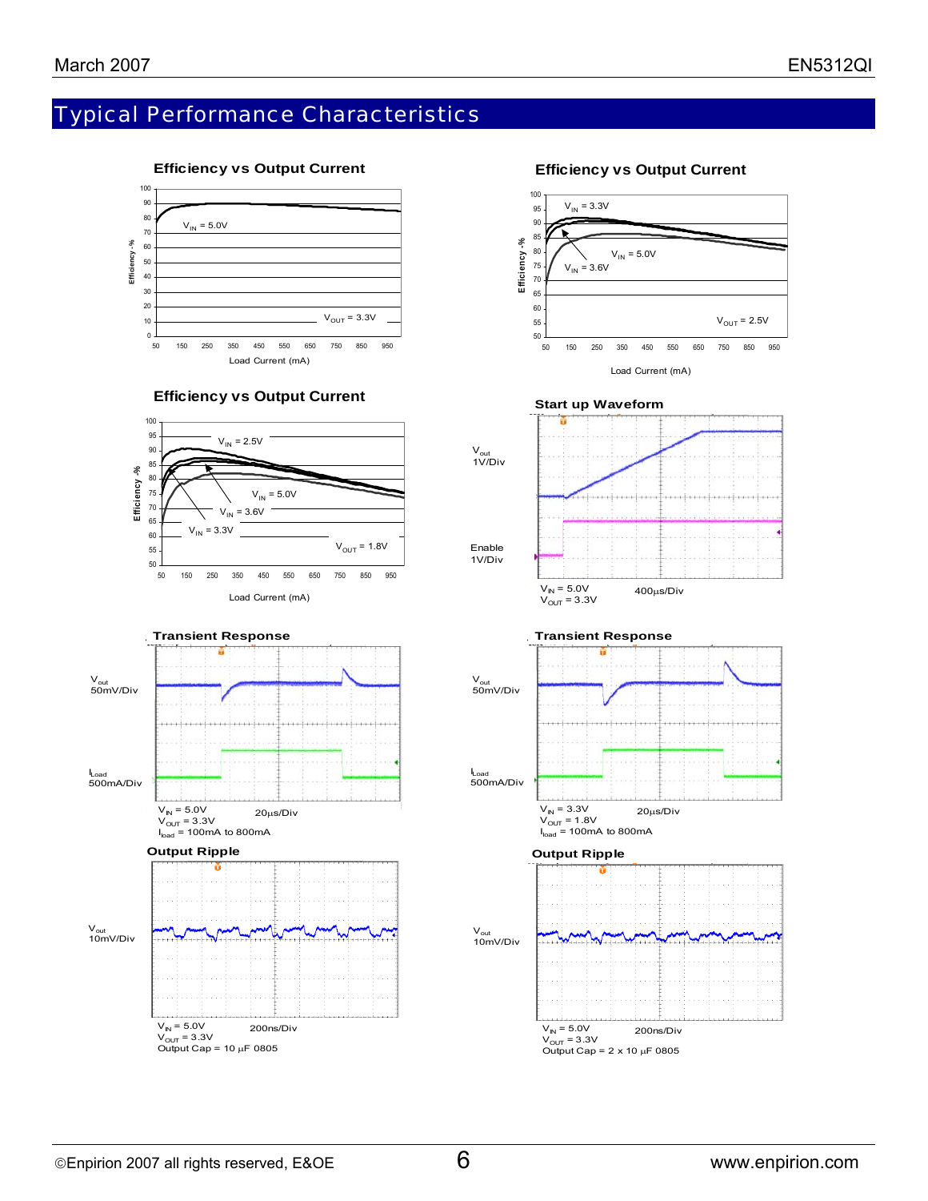## Typical Performance Characteristics

**Efficiency vs Output Current**

Efficiency -%

$V_{IN}$ = 5.0V

$V_{OUT}$ = 3.3V

Load Current (mA)

**Efficiency vs Output Current**

Efficiency -%

$V_{IN}$ = 3.3V

$V_{IN}$ = 5.0V

$V_{IN}$ = 3.6V

$V_{OUT}$ = 2.5V

Load Current (mA)

**Efficiency vs Output Current**

Efficiency -%

$V_{IN}$ = 2.5V

$V_{IN}$ = 5.0V

$V_{IN}$ = 3.6V

$V_{IN}$ = 3.3V

$V_{OUT}$ = 1.8V

Load Current (mA)

**Start up Waveform**

$V_{out}$ 1V/Div

Enable 1V/Div

$V_{IN}$ = 5.0V
$V_{OUT}$ = 3.3V
400µs/Div

**Transient Response**

$V_{out}$ 50mV/Div

$I_{Load}$ 500mA/Div

$V_{IN}$ = 5.0V
$V_{OUT}$ = 3.3V
$I_{load}$ = 100mA to 800mA
20µs/Div

**Transient Response**

$V_{out}$ 50mV/Div

$I_{Load}$ 500mA/Div

$V_{IN}$ = 3.3V
$V_{OUT}$ = 1.8V
$I_{load}$ = 100mA to 800mA
20µs/Div

**Output Ripple**

$V_{out}$ 10mV/Div

$V_{IN}$ = 5.0V
$V_{OUT}$ = 3.3V
Output Cap = 10 µF 0805
200ns/Div

**Output Ripple**

$V_{out}$ 10mV/Div

$V_{IN}$ = 5.0V
$V_{OUT}$ = 3.3V
Output Cap = 2 x 10 µF 0805
200ns/Div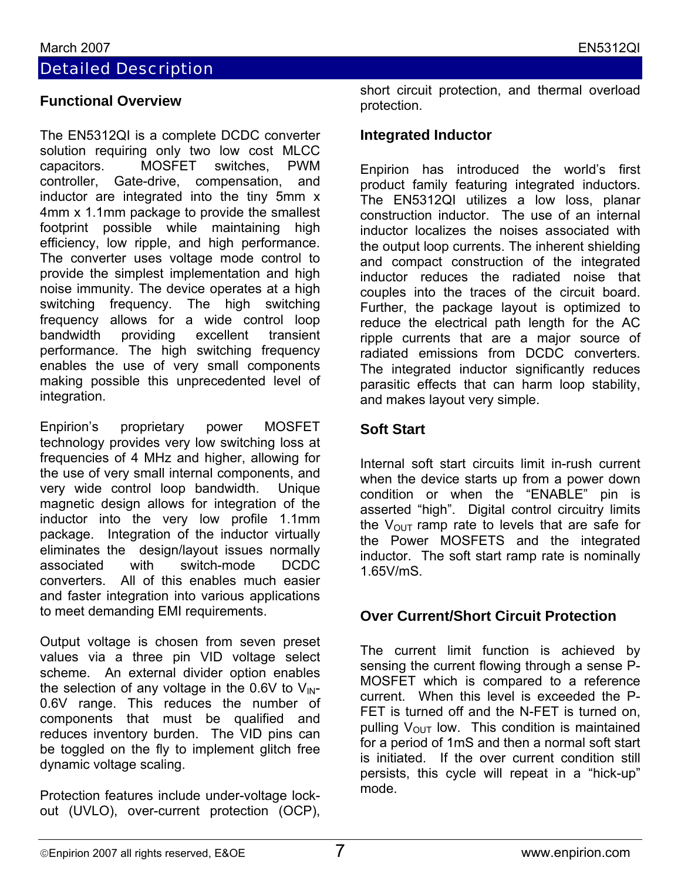## Detailed Description

### Functional Overview

The EN5312QI is a complete DCDC converter solution requiring only two low cost MLCC capacitors. MOSFET switches, PWM controller, Gate-drive, compensation, and inductor are integrated into the tiny 5mm x 4mm x 1.1mm package to provide the smallest footprint possible while maintaining high efficiency, low ripple, and high performance. The converter uses voltage mode control to provide the simplest implementation and high noise immunity. The device operates at a high switching frequency. The high switching frequency allows for a wide control loop bandwidth providing excellent transient performance. The high switching frequency enables the use of very small components making possible this unprecedented level of integration.

Enpirion's proprietary power MOSFET technology provides very low switching loss at frequencies of 4 MHz and higher, allowing for the use of very small internal components, and very wide control loop bandwidth. Unique magnetic design allows for integration of the inductor into the very low profile 1.1mm package. Integration of the inductor virtually eliminates the design/layout issues normally associated with switch-mode DCDC converters. All of this enables much easier and faster integration into various applications to meet demanding EMI requirements.

Output voltage is chosen from seven preset values via a three pin VID voltage select scheme. An external divider option enables the selection of any voltage in the 0.6V to $V_{IN}$-0.6V range. This reduces the number of components that must be qualified and reduces inventory burden. The VID pins can be toggled on the fly to implement glitch free dynamic voltage scaling.

Protection features include under-voltage lock-out (UVLO), over-current protection (OCP), short circuit protection, and thermal overload protection.

### Integrated Inductor

Enpirion has introduced the world's first product family featuring integrated inductors. The EN5312QI utilizes a low loss, planar construction inductor. The use of an internal inductor localizes the noises associated with the output loop currents. The inherent shielding and compact construction of the integrated inductor reduces the radiated noise that couples into the traces of the circuit board. Further, the package layout is optimized to reduce the electrical path length for the AC ripple currents that are a major source of radiated emissions from DCDC converters. The integrated inductor significantly reduces parasitic effects that can harm loop stability, and makes layout very simple.

### Soft Start

Internal soft start circuits limit in-rush current when the device starts up from a power down condition or when the "ENABLE" pin is asserted "high". Digital control circuitry limits the $V_{OUT}$ ramp rate to levels that are safe for the Power MOSFETS and the integrated inductor. The soft start ramp rate is nominally 1.65V/mS.

### Over Current/Short Circuit Protection

The current limit function is achieved by sensing the current flowing through a sense P-MOSFET which is compared to a reference current. When this level is exceeded the P-FET is turned off and the N-FET is turned on, pulling $V_{OUT}$ low. This condition is maintained for a period of 1mS and then a normal soft start is initiated. If the over current condition still persists, this cycle will repeat in a "hick-up" mode.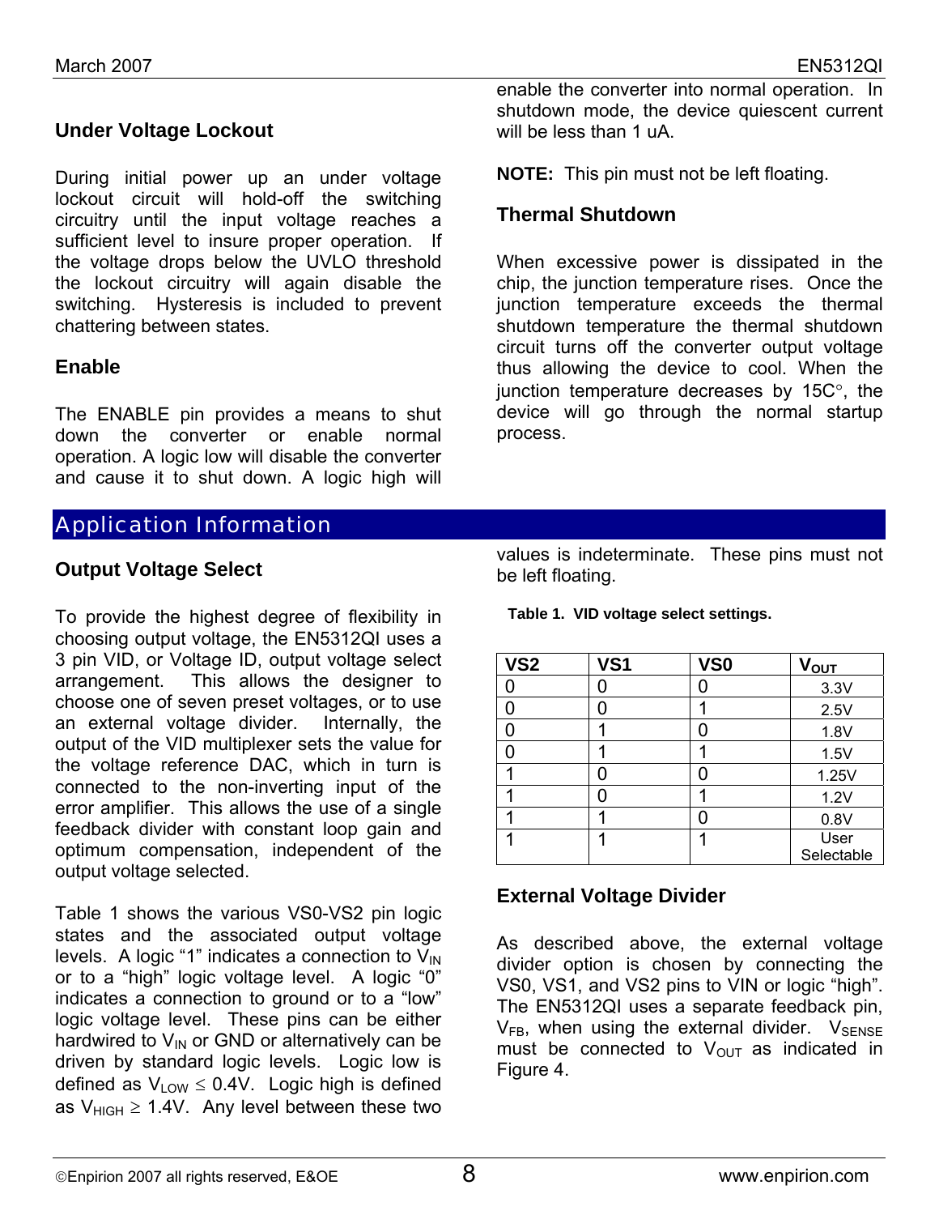### Under Voltage Lockout

During initial power up an under voltage lockout circuit will hold-off the switching circuitry until the input voltage reaches a sufficient level to insure proper operation. If the voltage drops below the UVLO threshold the lockout circuitry will again disable the switching. Hysteresis is included to prevent chattering between states.

### Enable

The ENABLE pin provides a means to shut down the converter or enable normal operation. A logic low will disable the converter and cause it to shut down. A logic high will enable the converter into normal operation. In shutdown mode, the device quiescent current will be less than 1 uA.

**NOTE:** This pin must not be left floating.

### Thermal Shutdown

When excessive power is dissipated in the chip, the junction temperature rises. Once the junction temperature exceeds the thermal shutdown temperature the thermal shutdown circuit turns off the converter output voltage thus allowing the device to cool. When the junction temperature decreases by 15C°, the device will go through the normal startup process.

## Application Information

### Output Voltage Select

To provide the highest degree of flexibility in choosing output voltage, the EN5312QI uses a 3 pin VID, or Voltage ID, output voltage select arrangement. This allows the designer to choose one of seven preset voltages, or to use an external voltage divider. Internally, the output of the VID multiplexer sets the value for the voltage reference DAC, which in turn is connected to the non-inverting input of the error amplifier. This allows the use of a single feedback divider with constant loop gain and optimum compensation, independent of the output voltage selected.

Table 1 shows the various VS0-VS2 pin logic states and the associated output voltage levels. A logic "1" indicates a connection to $V_{IN}$ or to a "high" logic voltage level. A logic "0" indicates a connection to ground or to a "low" logic voltage level. These pins can be either hardwired to $V_{IN}$ or GND or alternatively can be driven by standard logic levels. Logic low is defined as $V_{LOW} \leq 0.4V$. Logic high is defined as $V_{HIGH} \geq 1.4V$. Any level between these two values is indeterminate. These pins must not be left floating.

**Table 1. VID voltage select settings.**

| VS2 | VS1 | VS0 | $V_{OUT}$ |
|---|---|---|---|
| 0 | 0 | 0 | 3.3V |
| 0 | 0 | 1 | 2.5V |
| 0 | 1 | 0 | 1.8V |
| 0 | 1 | 1 | 1.5V |
| 1 | 0 | 0 | 1.25V |
| 1 | 0 | 1 | 1.2V |
| 1 | 1 | 0 | 0.8V |
| 1 | 1 | 1 | User Selectable |

### External Voltage Divider

As described above, the external voltage divider option is chosen by connecting the VS0, VS1, and VS2 pins to VIN or logic "high". The EN5312QI uses a separate feedback pin, $V_{FB}$, when using the external divider. $V_{SENSE}$ must be connected to $V_{OUT}$ as indicated in Figure 4.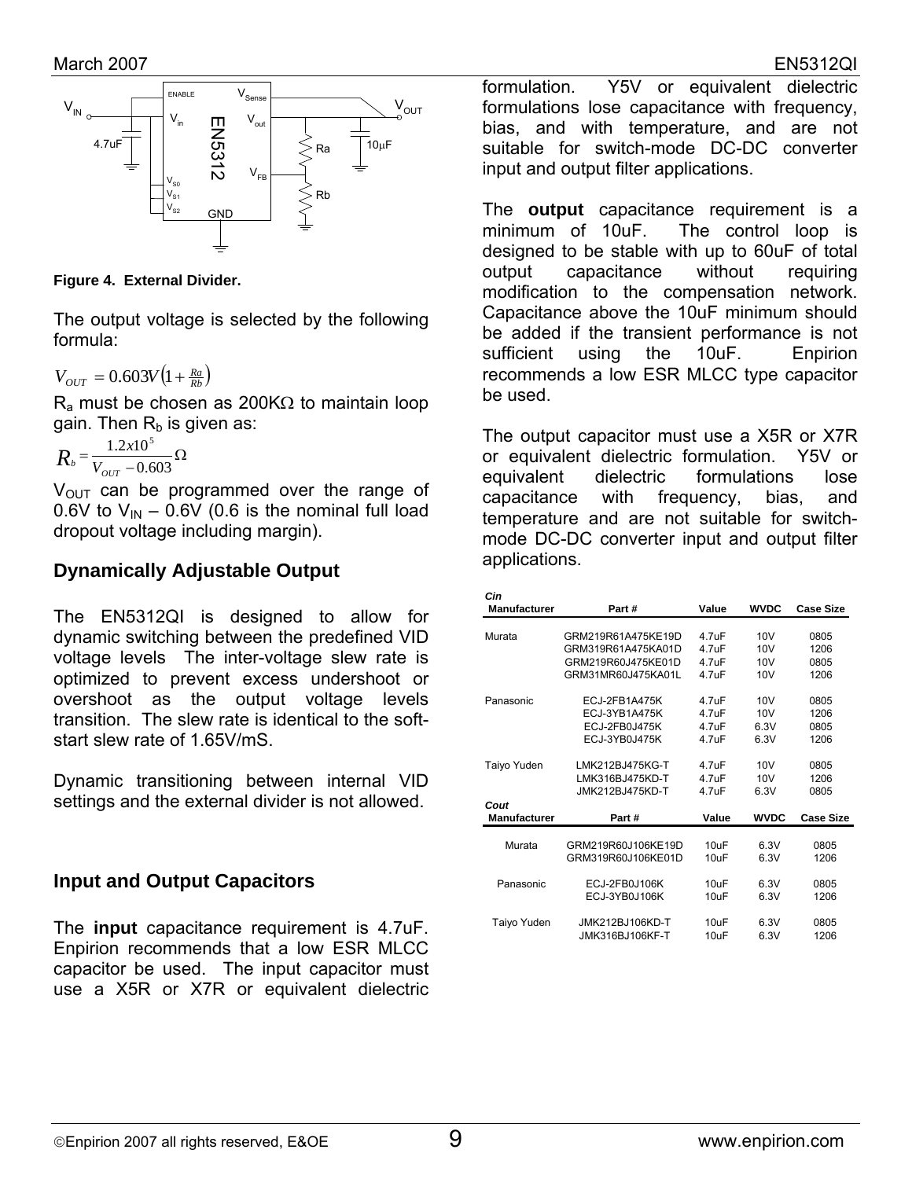Figure 4. External Divider.

The output voltage is selected by the following formula:

$$V_{OUT} = 0.603V\left(1 + \frac{Ra}{Rb}\right)$$

$R_a$ must be chosen as 200KΩ to maintain loop gain. Then $R_b$ is given as:

$$R_b = \frac{1.2x10^5}{V_{OUT} - 0.603}\Omega$$

$V_{OUT}$ can be programmed over the range of 0.6V to $V_{IN}$ – 0.6V (0.6 is the nominal full load dropout voltage including margin).

## Dynamically Adjustable Output

The EN5312QI is designed to allow for dynamic switching between the predefined VID voltage levels The inter-voltage slew rate is optimized to prevent excess undershoot or overshoot as the output voltage levels transition. The slew rate is identical to the soft-start slew rate of 1.65V/mS.

Dynamic transitioning between internal VID settings and the external divider is not allowed.

## Input and Output Capacitors

The **input** capacitance requirement is 4.7uF. Enpirion recommends that a low ESR MLCC capacitor be used. The input capacitor must use a X5R or X7R or equivalent dielectric formulation. Y5V or equivalent dielectric formulations lose capacitance with frequency, bias, and with temperature, and are not suitable for switch-mode DC-DC converter input and output filter applications.

The **output** capacitance requirement is a minimum of 10uF. The control loop is designed to be stable with up to 60uF of total output capacitance without requiring modification to the compensation network. Capacitance above the 10uF minimum should be added if the transient performance is not sufficient using the 10uF. Enpirion recommends a low ESR MLCC type capacitor be used.

The output capacitor must use a X5R or X7R or equivalent dielectric formulation. Y5V or equivalent dielectric formulations lose capacitance with frequency, bias, and temperature and are not suitable for switch-mode DC-DC converter input and output filter applications.

| *Cin* Manufacturer | Part # | Value | WVDC | Case Size |
|---|---|---|---|---|
| Murata | GRM219R61A475KE19D | 4.7uF | 10V | 0805 |
| | GRM319R61A475KA01D | 4.7uF | 10V | 1206 |
| | GRM219R60J475KE01D | 4.7uF | 10V | 0805 |
| | GRM31MR60J475KA01L | 4.7uF | 10V | 1206 |
| Panasonic | ECJ-2FB1A475K | 4.7uF | 10V | 0805 |
| | ECJ-3YB1A475K | 4.7uF | 10V | 1206 |
| | ECJ-2FB0J475K | 4.7uF | 6.3V | 0805 |
| | ECJ-3YB0J475K | 4.7uF | 6.3V | 1206 |
| Taiyo Yuden | LMK212BJ475KG-T | 4.7uF | 10V | 0805 |
| | LMK316BJ475KD-T | 4.7uF | 10V | 1206 |
| | JMK212BJ475KD-T | 4.7uF | 6.3V | 0805 |
| ***Cout* Manufacturer** | **Part #** | **Value** | **WVDC** | **Case Size** |
| Murata | GRM219R60J106KE19D | 10uF | 6.3V | 0805 |
| | GRM319R60J106KE01D | 10uF | 6.3V | 1206 |
| Panasonic | ECJ-2FB0J106K | 10uF | 6.3V | 0805 |
| | ECJ-3YB0J106K | 10uF | 6.3V | 1206 |
| Taiyo Yuden | JMK212BJ106KD-T | 10uF | 6.3V | 0805 |
| | JMK316BJ106KF-T | 10uF | 6.3V | 1206 |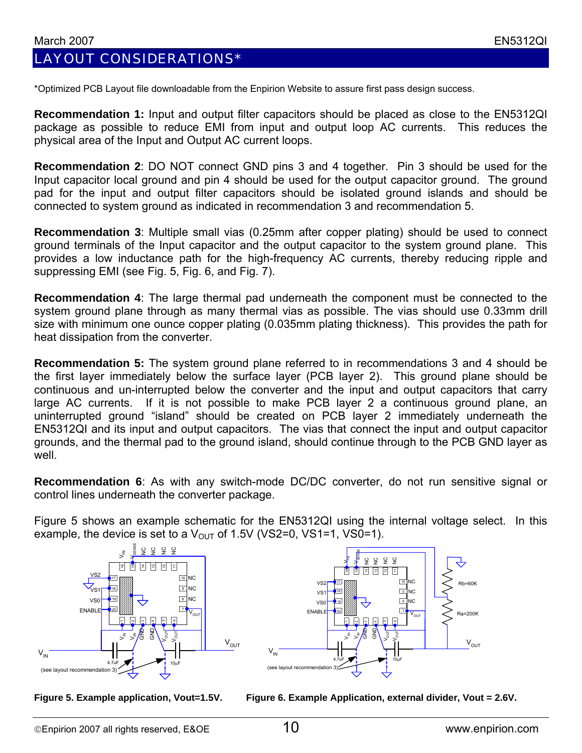# LAYOUT CONSIDERATIONS*

*Optimized PCB Layout file downloadable from the Enpirion Website to assure first pass design success.

**Recommendation 1:** Input and output filter capacitors should be placed as close to the EN5312QI package as possible to reduce EMI from input and output loop AC currents. This reduces the physical area of the Input and Output AC current loops.

**Recommendation 2**: DO NOT connect GND pins 3 and 4 together. Pin 3 should be used for the Input capacitor local ground and pin 4 should be used for the output capacitor ground. The ground pad for the input and output filter capacitors should be isolated ground islands and should be connected to system ground as indicated in recommendation 3 and recommendation 5.

**Recommendation 3**: Multiple small vias (0.25mm after copper plating) should be used to connect ground terminals of the Input capacitor and the output capacitor to the system ground plane. This provides a low inductance path for the high-frequency AC currents, thereby reducing ripple and suppressing EMI (see Fig. 5, Fig. 6, and Fig. 7).

**Recommendation 4**: The large thermal pad underneath the component must be connected to the system ground plane through as many thermal vias as possible. The vias should use 0.33mm drill size with minimum one ounce copper plating (0.035mm plating thickness). This provides the path for heat dissipation from the converter.

**Recommendation 5:** The system ground plane referred to in recommendations 3 and 4 should be the first layer immediately below the surface layer (PCB layer 2). This ground plane should be continuous and un-interrupted below the converter and the input and output capacitors that carry large AC currents. If it is not possible to make PCB layer 2 a continuous ground plane, an uninterrupted ground "island" should be created on PCB layer 2 immediately underneath the EN5312QI and its input and output capacitors. The vias that connect the input and output capacitor grounds, and the thermal pad to the ground island, should continue through to the PCB GND layer as well.

**Recommendation 6**: As with any switch-mode DC/DC converter, do not run sensitive signal or control lines underneath the converter package.

Figure 5 shows an example schematic for the EN5312QI using the internal voltage select. In this example, the device is set to a $V_{OUT}$ of 1.5V (VS2=0, VS1=1, VS0=1).

**Figure 5. Example application, Vout=1.5V.**

**Figure 6. Example Application, external divider, Vout = 2.6V.**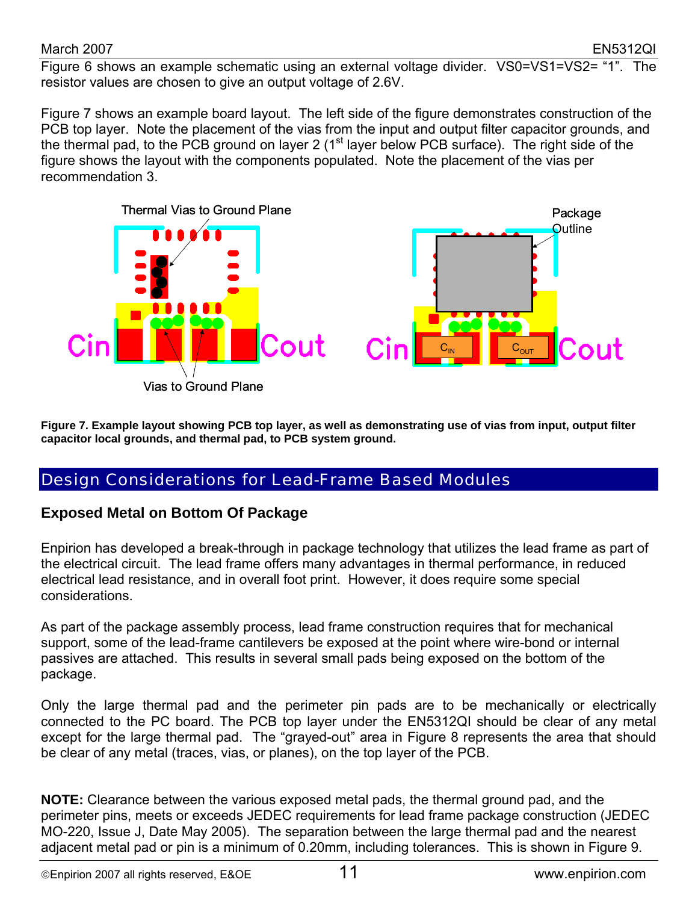Figure 6 shows an example schematic using an external voltage divider. VS0=VS1=VS2= "1". The resistor values are chosen to give an output voltage of 2.6V.

Figure 7 shows an example board layout. The left side of the figure demonstrates construction of the PCB top layer. Note the placement of the vias from the input and output filter capacitor grounds, and the thermal pad, to the PCB ground on layer 2 (1st layer below PCB surface). The right side of the figure shows the layout with the components populated. Note the placement of the vias per recommendation 3.

**Figure 7. Example layout showing PCB top layer, as well as demonstrating use of vias from input, output filter capacitor local grounds, and thermal pad, to PCB system ground.**

## Design Considerations for Lead-Frame Based Modules

### Exposed Metal on Bottom Of Package

Enpirion has developed a break-through in package technology that utilizes the lead frame as part of the electrical circuit. The lead frame offers many advantages in thermal performance, in reduced electrical lead resistance, and in overall foot print. However, it does require some special considerations.

As part of the package assembly process, lead frame construction requires that for mechanical support, some of the lead-frame cantilevers be exposed at the point where wire-bond or internal passives are attached. This results in several small pads being exposed on the bottom of the package.

Only the large thermal pad and the perimeter pin pads are to be mechanically or electrically connected to the PC board. The PCB top layer under the EN5312QI should be clear of any metal except for the large thermal pad. The "grayed-out" area in Figure 8 represents the area that should be clear of any metal (traces, vias, or planes), on the top layer of the PCB.

**NOTE:** Clearance between the various exposed metal pads, the thermal ground pad, and the perimeter pins, meets or exceeds JEDEC requirements for lead frame package construction (JEDEC MO-220, Issue J, Date May 2005). The separation between the large thermal pad and the nearest adjacent metal pad or pin is a minimum of 0.20mm, including tolerances. This is shown in Figure 9.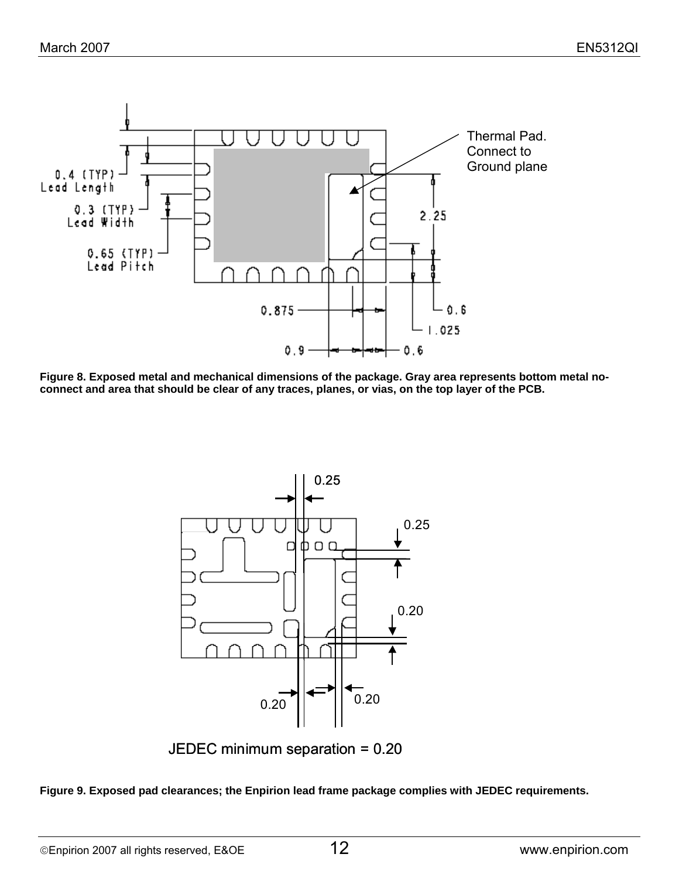Thermal Pad. Connect to Ground plane

0.4 (TYP) Lead Length

0.3 (TYP) Lead Width

0.65 (TYP) Lead Pitch

2.25

0.875

0.6

1.025

0.9

0.6

**Figure 8. Exposed metal and mechanical dimensions of the package. Gray area represents bottom metal no-connect and area that should be clear of any traces, planes, or vias, on the top layer of the PCB.**

0.25

0.25

0.20

0.20

0.20

JEDEC minimum separation = 0.20

**Figure 9. Exposed pad clearances; the Enpirion lead frame package complies with JEDEC requirements.**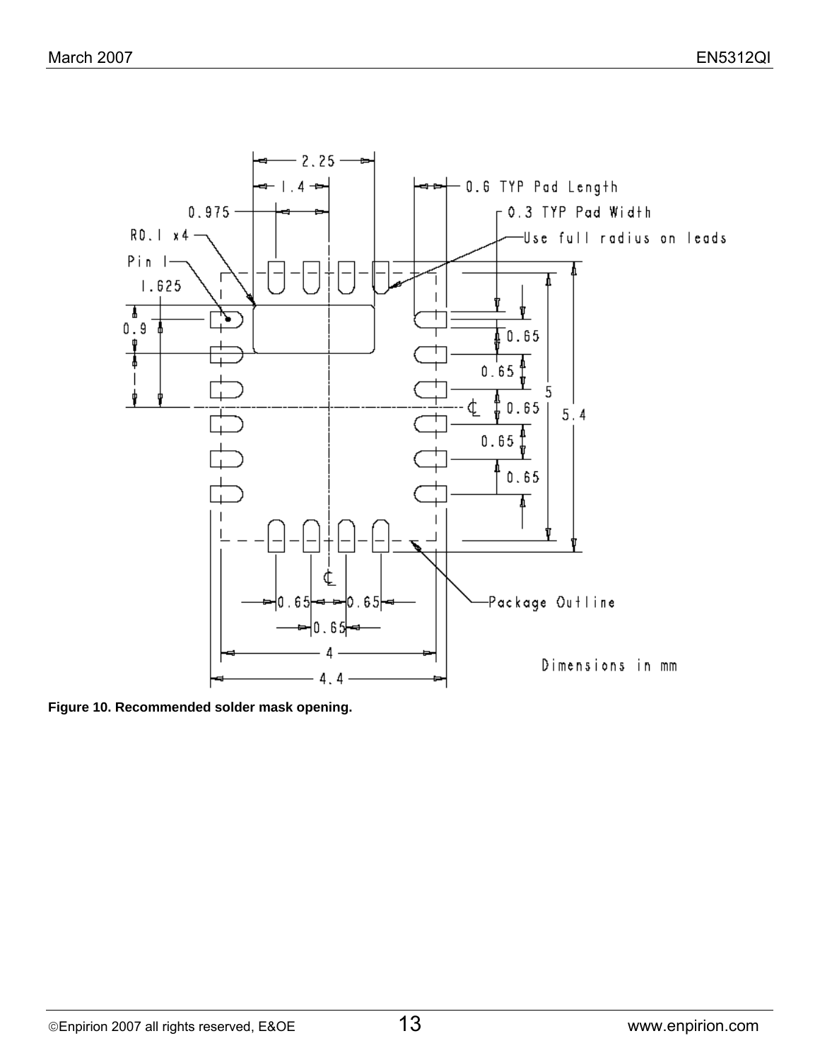**Figure 10. Recommended solder mask opening.**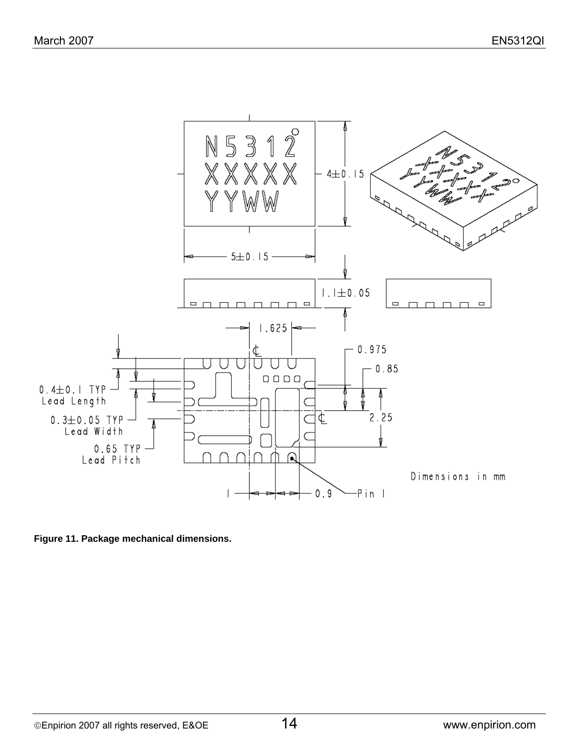N5312
XXXXX
YYWW

4±0.15

5±0.15

1.1±0.05

1.625

0.975

0.85

2.25

0.4±0.1 TYP
Lead Length

0.3±0.05 TYP
Lead Width

0.65 TYP
Lead Pitch

1

0.9

Pin 1

Dimensions in mm

**Figure 11. Package mechanical dimensions.**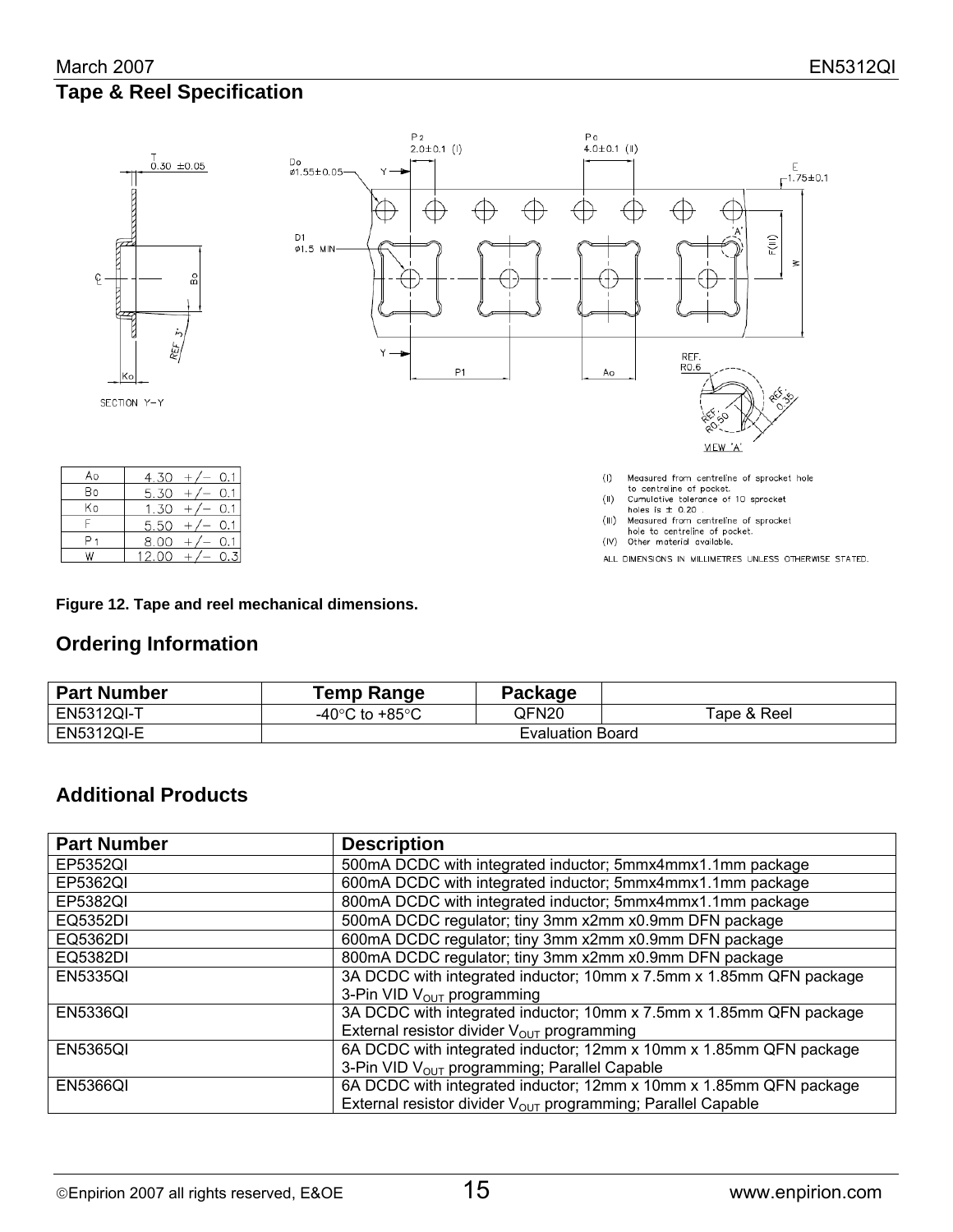## Tape & Reel Specification

| Ao | 4.30 +/- 0.1 |
|---|---|
| Bo | 5.30 +/- 0.1 |
| Ko | 1.30 +/- 0.1 |
| F | 5.50 +/- 0.1 |
| P1 | 8.00 +/- 0.1 |
| W | 12.00 +/- 0.3 |

(I) Measured from centreline of sprocket hole to centreline of pocket.
(II) Cumulative tolerance of 10 sprocket holes is ± 0.20 .
(III) Measured from centreline of sprocket hole to centreline of pocket.
(IV) Other material available.

ALL DIMENSIONS IN MILLIMETRES UNLESS OTHERWISE STATED.

**Figure 12. Tape and reel mechanical dimensions.**

## Ordering Information

| Part Number | Temp Range | Package | |
|---|---|---|---|
| EN5312QI-T | -40°C to +85°C | QFN20 | Tape & Reel |
| EN5312QI-E | Evaluation Board | | |

## Additional Products

| Part Number | Description |
|---|---|
| EP5352QI | 500mA DCDC with integrated inductor; 5mmx4mmx1.1mm package |
| EP5362QI | 600mA DCDC with integrated inductor; 5mmx4mmx1.1mm package |
| EP5382QI | 800mA DCDC with integrated inductor; 5mmx4mmx1.1mm package |
| EQ5352DI | 500mA DCDC regulator; tiny 3mm x2mm x0.9mm DFN package |
| EQ5362DI | 600mA DCDC regulator; tiny 3mm x2mm x0.9mm DFN package |
| EQ5382DI | 800mA DCDC regulator; tiny 3mm x2mm x0.9mm DFN package |
| EN5335QI | 3A DCDC with integrated inductor; 10mm x 7.5mm x 1.85mm QFN package 3-Pin VID $V_{OUT}$ programming |
| EN5336QI | 3A DCDC with integrated inductor; 10mm x 7.5mm x 1.85mm QFN package External resistor divider $V_{OUT}$ programming |
| EN5365QI | 6A DCDC with integrated inductor; 12mm x 10mm x 1.85mm QFN package 3-Pin VID $V_{OUT}$ programming; Parallel Capable |
| EN5366QI | 6A DCDC with integrated inductor; 12mm x 10mm x 1.85mm QFN package External resistor divider $V_{OUT}$ programming; Parallel Capable |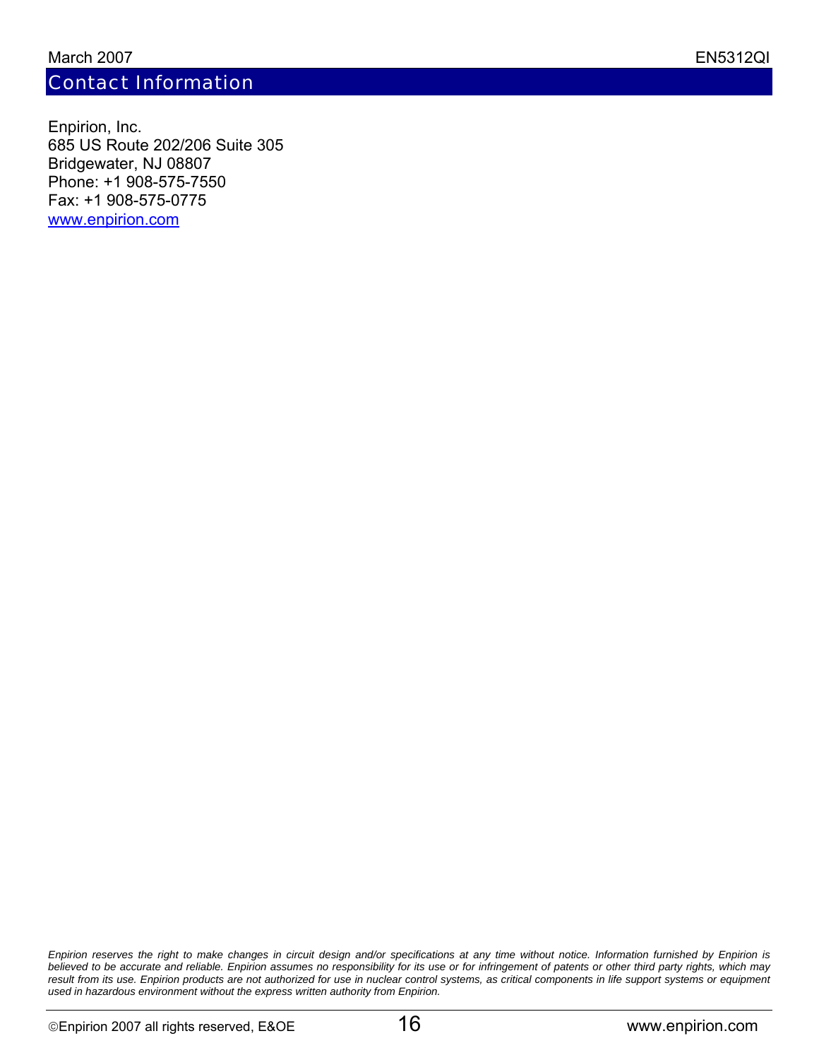## Contact Information

Enpirion, Inc.
685 US Route 202/206 Suite 305
Bridgewater, NJ 08807
Phone: +1 908-575-7550
Fax: +1 908-575-0775
www.enpirion.com

*Enpirion reserves the right to make changes in circuit design and/or specifications at any time without notice. Information furnished by Enpirion is believed to be accurate and reliable. Enpirion assumes no responsibility for its use or for infringement of patents or other third party rights, which may result from its use. Enpirion products are not authorized for use in nuclear control systems, as critical components in life support systems or equipment used in hazardous environment without the express written authority from Enpirion.*

©Enpirion 2007 all rights reserved, E&OE